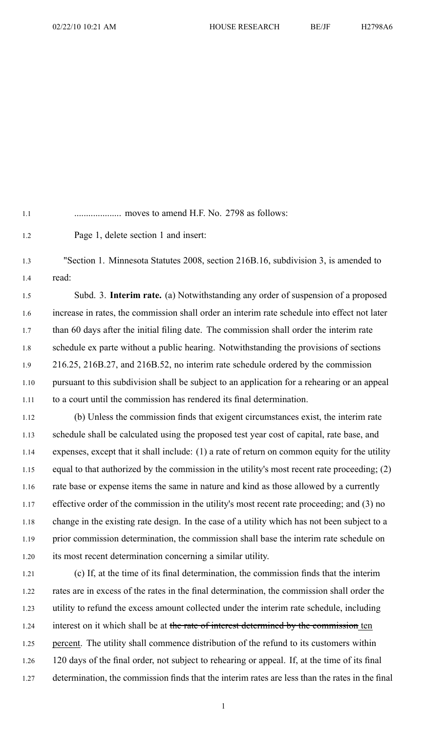.................... moves to amend H.F. No. 2798 as follows:

Page 1, delete section 1 and insert:

"Section 1. Minnesota Statutes 2008, section 216B.16, subdivision 3, is amended to read:

Subd. 3. **Interim rate.** (a) Notwithstanding any order of suspension of a proposed increase in rates, the commission shall order an interim rate schedule into effect not later than 60 days after the initial filing date. The commission shall order the interim rate schedule ex parte without a public hearing. Notwithstanding the provisions of sections 216.25, 216B.27, and 216B.52, no interim rate schedule ordered by the commission pursuant to this subdivision shall be subject to an application for a rehearing or an appeal to a court until the commission has rendered its final determination.

(b) Unless the commission finds that exigent circumstances exist, the interim rate schedule shall be calculated using the proposed test year cost of capital, rate base, and expenses, except that it shall include: (1) a rate of return on common equity for the utility equal to that authorized by the commission in the utility's most recent rate proceeding; (2) rate base or expense items the same in nature and kind as those allowed by a currently effective order of the commission in the utility's most recent rate proceeding; and (3) no change in the existing rate design. In the case of a utility which has not been subject to a prior commission determination, the commission shall base the interim rate schedule on its most recent determination concerning a similar utility.

(c) If, at the time of its final determination, the commission finds that the interim rates are in excess of the rates in the final determination, the commission shall order the utility to refund the excess amount collected under the interim rate schedule, including interest on it which shall be at ~~the rate of interest determined by the commission~~ ten percent. The utility shall commence distribution of the refund to its customers within 120 days of the final order, not subject to rehearing or appeal. If, at the time of its final determination, the commission finds that the interim rates are less than the rates in the final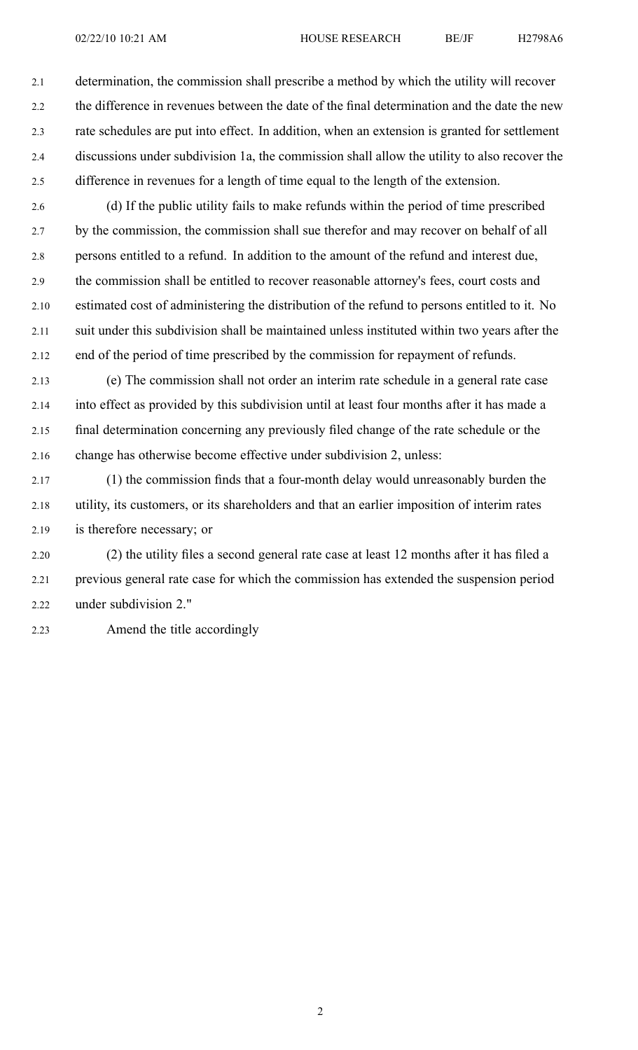determination, the commission shall prescribe a method by which the utility will recover the difference in revenues between the date of the final determination and the date the new rate schedules are put into effect. In addition, when an extension is granted for settlement discussions under subdivision 1a, the commission shall allow the utility to also recover the difference in revenues for a length of time equal to the length of the extension.

(d) If the public utility fails to make refunds within the period of time prescribed by the commission, the commission shall sue therefor and may recover on behalf of all persons entitled to a refund. In addition to the amount of the refund and interest due, the commission shall be entitled to recover reasonable attorney's fees, court costs and estimated cost of administering the distribution of the refund to persons entitled to it. No suit under this subdivision shall be maintained unless instituted within two years after the end of the period of time prescribed by the commission for repayment of refunds.

(e) The commission shall not order an interim rate schedule in a general rate case into effect as provided by this subdivision until at least four months after it has made a final determination concerning any previously filed change of the rate schedule or the change has otherwise become effective under subdivision 2, unless:

(1) the commission finds that a four-month delay would unreasonably burden the utility, its customers, or its shareholders and that an earlier imposition of interim rates is therefore necessary; or

(2) the utility files a second general rate case at least 12 months after it has filed a previous general rate case for which the commission has extended the suspension period under subdivision 2."

Amend the title accordingly